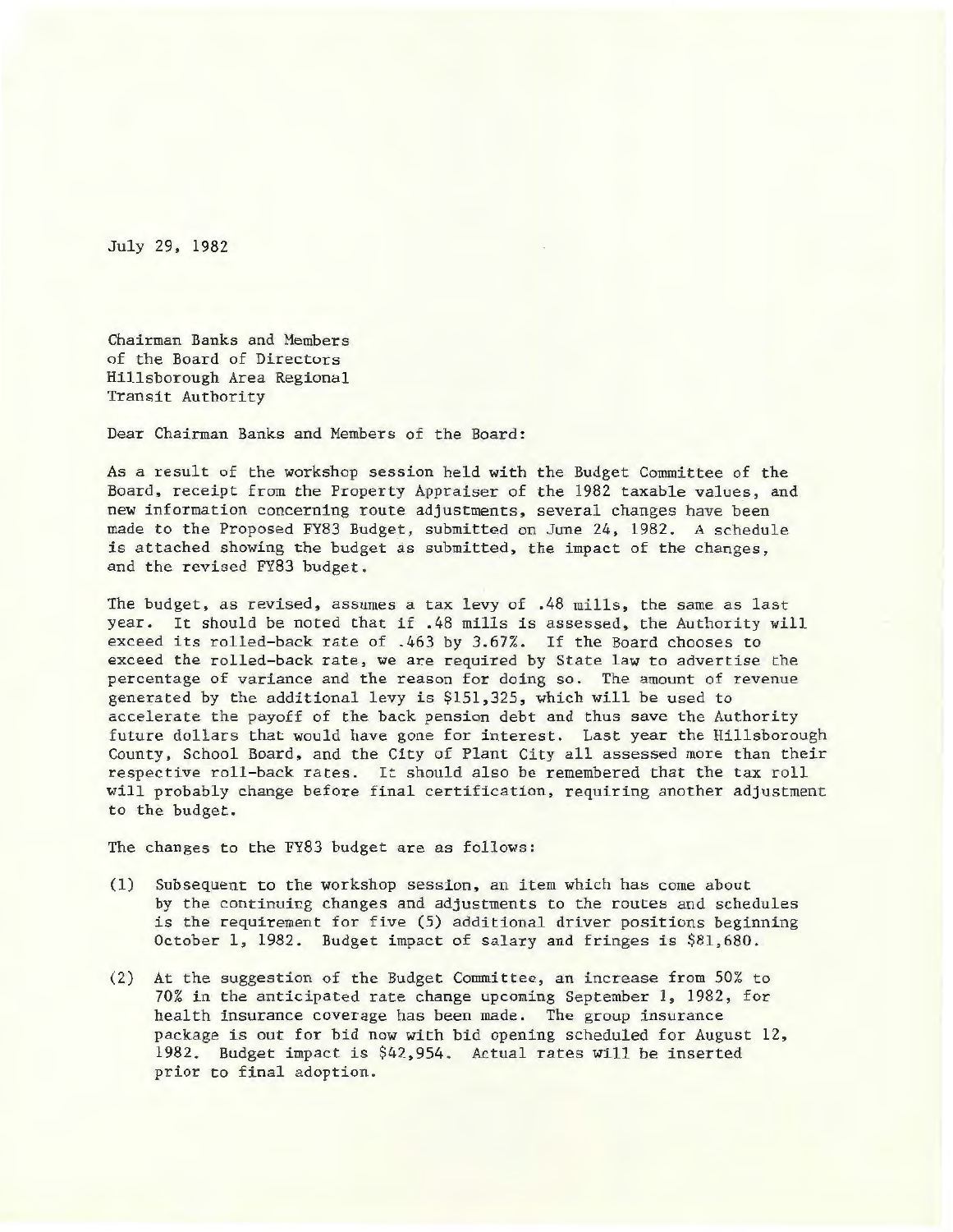July 29, 1982

Chairman Banks and Members
of the Board of Directors
Hillsborough Area Regional
Transit Authority

Dear Chairman Banks and Members of the Board:

As a result of the workshop session held with the Budget Committee of the Board, receipt from the Property Appraiser of the 1982 taxable values, and new information concerning route adjustments, several changes have been made to the Proposed FY83 Budget, submitted on June 24, 1982. A schedule is attached showing the budget as submitted, the impact of the changes, and the revised FY83 budget.

The budget, as revised, assumes a tax levy of .48 mills, the same as last year. It should be noted that if .48 mills is assessed, the Authority will exceed its rolled-back rate of .463 by 3.67%. If the Board chooses to exceed the rolled-back rate, we are required by State law to advertise the percentage of variance and the reason for doing so. The amount of revenue generated by the additional levy is $151,325, which will be used to accelerate the payoff of the back pension debt and thus save the Authority future dollars that would have gone for interest. Last year the Hillsborough County, School Board, and the City of Plant City all assessed more than their respective roll-back rates. It should also be remembered that the tax roll will probably change before final certification, requiring another adjustment to the budget.

The changes to the FY83 budget are as follows:

(1) Subsequent to the workshop session, an item which has come about by the continuing changes and adjustments to the routes and schedules is the requirement for five (5) additional driver positions beginning October 1, 1982. Budget impact of salary and fringes is $81,680.

(2) At the suggestion of the Budget Committee, an increase from 50% to 70% in the anticipated rate change upcoming September 1, 1982, for health insurance coverage has been made. The group insurance package is out for bid now with bid opening scheduled for August 12, 1982. Budget impact is $42,954. Actual rates will be inserted prior to final adoption.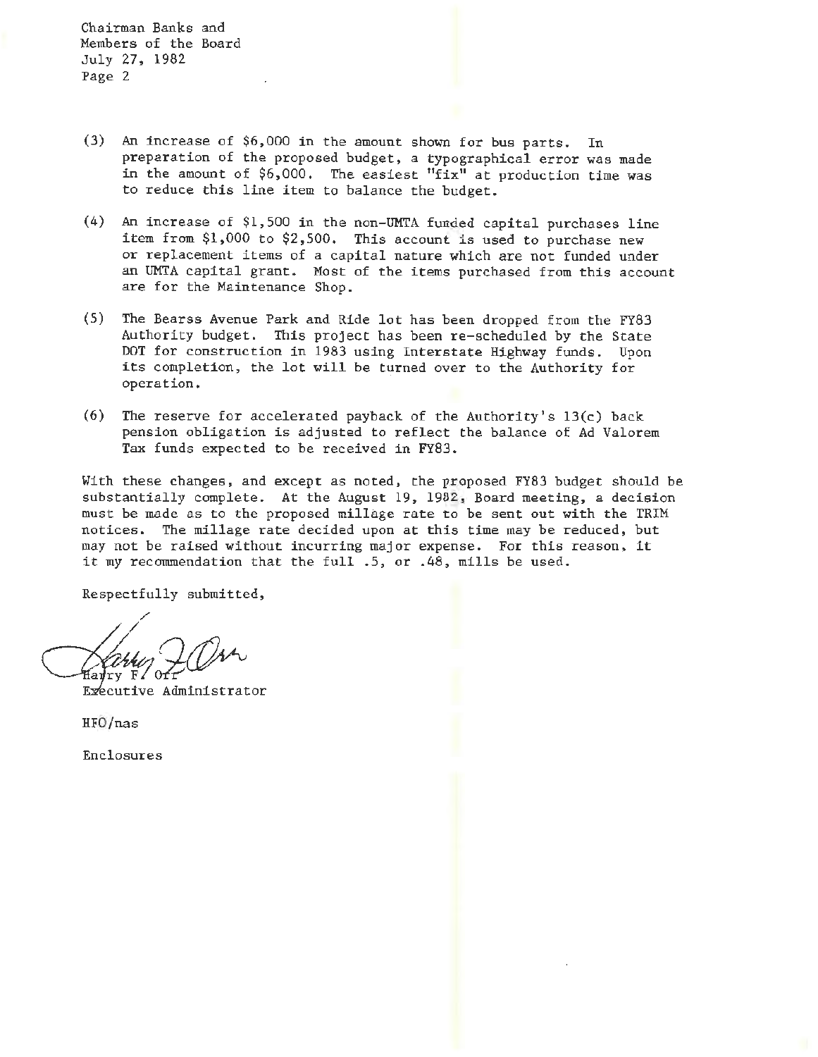Chairman Banks and
Members of the Board
July 27, 1982
Page 2

(3) An increase of $6,000 in the amount shown for bus parts. In preparation of the proposed budget, a typographical error was made in the amount of $6,000. The easiest "fix" at production time was to reduce this line item to balance the budget.

(4) An increase of $1,500 in the non-UMTA funded capital purchases line item from $1,000 to $2,500. This account is used to purchase new or replacement items of a capital nature which are not funded under an UMTA capital grant. Most of the items purchased from this account are for the Maintenance Shop.

(5) The Bearss Avenue Park and Ride lot has been dropped from the FY83 Authority budget. This project has been re-scheduled by the State DOT for construction in 1983 using Interstate Highway funds. Upon its completion, the lot will be turned over to the Authority for operation.

(6) The reserve for accelerated payback of the Authority's 13(c) back pension obligation is adjusted to reflect the balance of Ad Valorem Tax funds expected to be received in FY83.

With these changes, and except as noted, the proposed FY83 budget should be substantially complete. At the August 19, 1982, Board meeting, a decision must be made as to the proposed millage rate to be sent out with the TRIM notices. The millage rate decided upon at this time may be reduced, but may not be raised without incurring major expense. For this reason, it it my recommendation that the full .5, or .48, mills be used.

Respectfully submitted,

Harry F. Orr
Executive Administrator

HFO/nas

Enclosures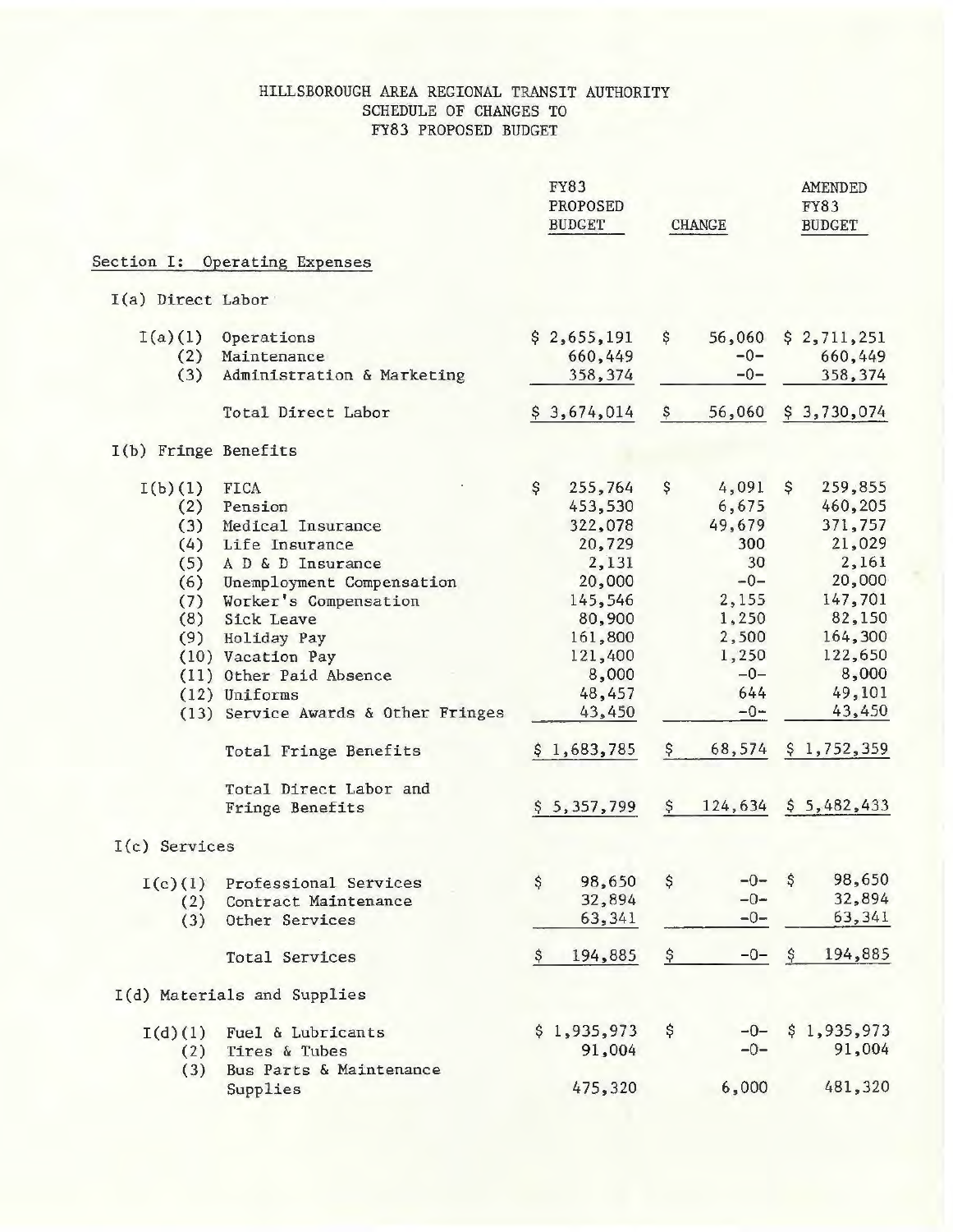# HILLSBOROUGH AREA REGIONAL TRANSIT AUTHORITY
## SCHEDULE OF CHANGES TO
## FY83 PROPOSED BUDGET

| | | FY83 PROPOSED BUDGET | CHANGE | AMENDED FY83 BUDGET |
|---|---|---|---|---|
| **Section I: Operating Expenses** | | | | |
| I(a) Direct Labor | | | | |
| I(a)(1) | Operations | $ 2,655,191 | $ 56,060 | $ 2,711,251 |
| (2) | Maintenance | 660,449 | -0- | 660,449 |
| (3) | Administration & Marketing | 358,374 | -0- | 358,374 |
| | Total Direct Labor | $ 3,674,014 | $ 56,060 | $ 3,730,074 |
| I(b) Fringe Benefits | | | | |
| I(b)(1) | FICA | $ 255,764 | $ 4,091 | $ 259,855 |
| (2) | Pension | 453,530 | 6,675 | 460,205 |
| (3) | Medical Insurance | 322,078 | 49,679 | 371,757 |
| (4) | Life Insurance | 20,729 | 300 | 21,029 |
| (5) | A D & D Insurance | 2,131 | 30 | 2,161 |
| (6) | Unemployment Compensation | 20,000 | -0- | 20,000 |
| (7) | Worker's Compensation | 145,546 | 2,155 | 147,701 |
| (8) | Sick Leave | 80,900 | 1,250 | 82,150 |
| (9) | Holiday Pay | 161,800 | 2,500 | 164,300 |
| (10) | Vacation Pay | 121,400 | 1,250 | 122,650 |
| (11) | Other Paid Absence | 8,000 | -0- | 8,000 |
| (12) | Uniforms | 48,457 | 644 | 49,101 |
| (13) | Service Awards & Other Fringes | 43,450 | -0- | 43,450 |
| | Total Fringe Benefits | $ 1,683,785 | $ 68,574 | $ 1,752,359 |
| | Total Direct Labor and Fringe Benefits | $ 5,357,799 | $ 124,634 | $ 5,482,433 |
| I(c) Services | | | | |
| I(c)(1) | Professional Services | $ 98,650 | $ -0- | $ 98,650 |
| (2) | Contract Maintenance | 32,894 | -0- | 32,894 |
| (3) | Other Services | 63,341 | -0- | 63,341 |
| | Total Services | $ 194,885 | $ -0- | $ 194,885 |
| I(d) Materials and Supplies | | | | |
| I(d)(1) | Fuel & Lubricants | $ 1,935,973 | $ -0- | $ 1,935,973 |
| (2) | Tires & Tubes | 91,004 | -0- | 91,004 |
| (3) | Bus Parts & Maintenance Supplies | 475,320 | 6,000 | 481,320 |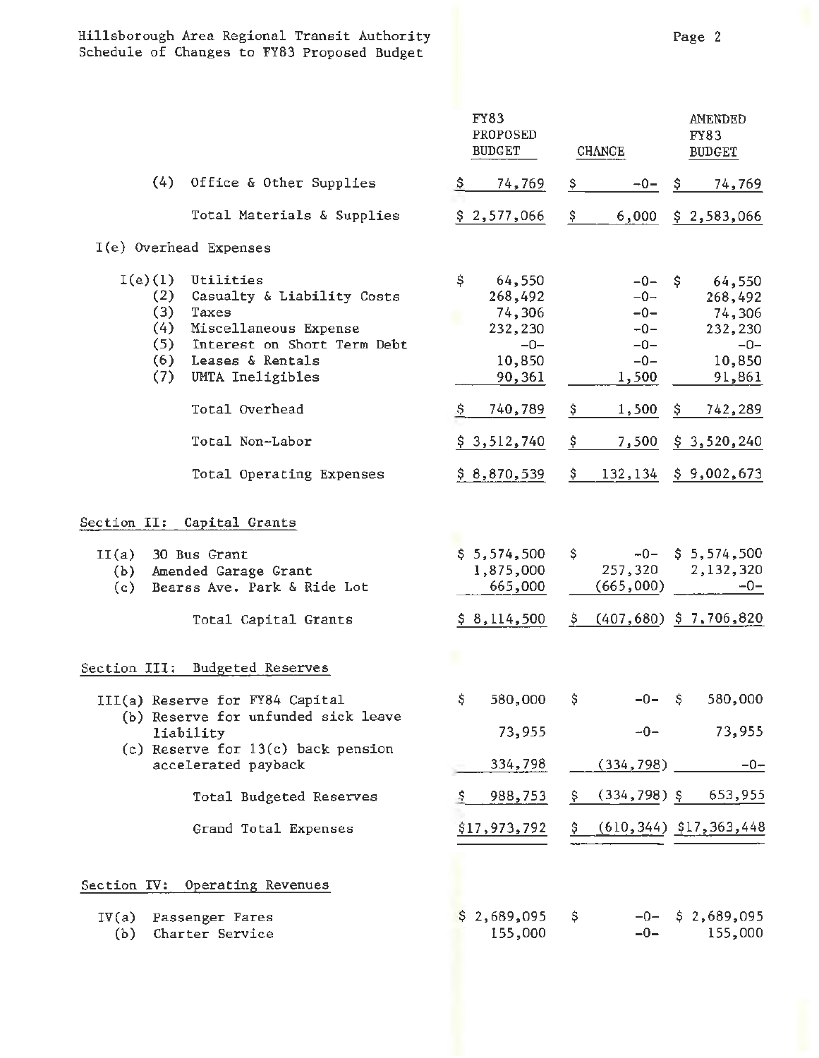Hillsborough Area Regional Transit Authority
Schedule of Changes to FY83 Proposed Budget

| | FY83 PROPOSED BUDGET | CHANGE | AMENDED FY83 BUDGET |
|---|---|---|---|
| (4) Office & Other Supplies | $ 74,769 | $ -0- | $ 74,769 |
| Total Materials & Supplies | $ 2,577,066 | $ 6,000 | $ 2,583,066 |
| I(e) Overhead Expenses | | | |
| I(e)(1) Utilities | $ 64,550 | -0- | $ 64,550 |
| (2) Casualty & Liability Costs | 268,492 | -0- | 268,492 |
| (3) Taxes | 74,306 | -0- | 74,306 |
| (4) Miscellaneous Expense | 232,230 | -0- | 232,230 |
| (5) Interest on Short Term Debt | -0- | -0- | -0- |
| (6) Leases & Rentals | 10,850 | -0- | 10,850 |
| (7) UMTA Ineligibles | 90,361 | 1,500 | 91,861 |
| Total Overhead | $ 740,789 | $ 1,500 | $ 742,289 |
| Total Non-Labor | $ 3,512,740 | $ 7,500 | $ 3,520,240 |
| Total Operating Expenses | $ 8,870,539 | $ 132,134 | $ 9,002,673 |
| **Section II: Capital Grants** | | | |
| II(a) 30 Bus Grant | $ 5,574,500 | $ -0- | $ 5,574,500 |
| (b) Amended Garage Grant | 1,875,000 | 257,320 | 2,132,320 |
| (c) Bearss Ave. Park & Ride Lot | 665,000 | (665,000) | -0- |
| Total Capital Grants | $ 8,114,500 | $ (407,680) | $ 7,706,820 |
| **Section III: Budgeted Reserves** | | | |
| III(a) Reserve for FY84 Capital | $ 580,000 | $ -0- | $ 580,000 |
| (b) Reserve for unfunded sick leave liability | 73,955 | -0- | 73,955 |
| (c) Reserve for 13(c) back pension accelerated payback | 334,798 | (334,798) | -0- |
| Total Budgeted Reserves | $ 988,753 | $ (334,798) | $ 653,955 |
| Grand Total Expenses | $17,973,792 | $ (610,344) | $17,363,448 |
| **Section IV: Operating Revenues** | | | |
| IV(a) Passenger Fares | $ 2,689,095 | $ -0- | $ 2,689,095 |
| (b) Charter Service | 155,000 | -0- | 155,000 |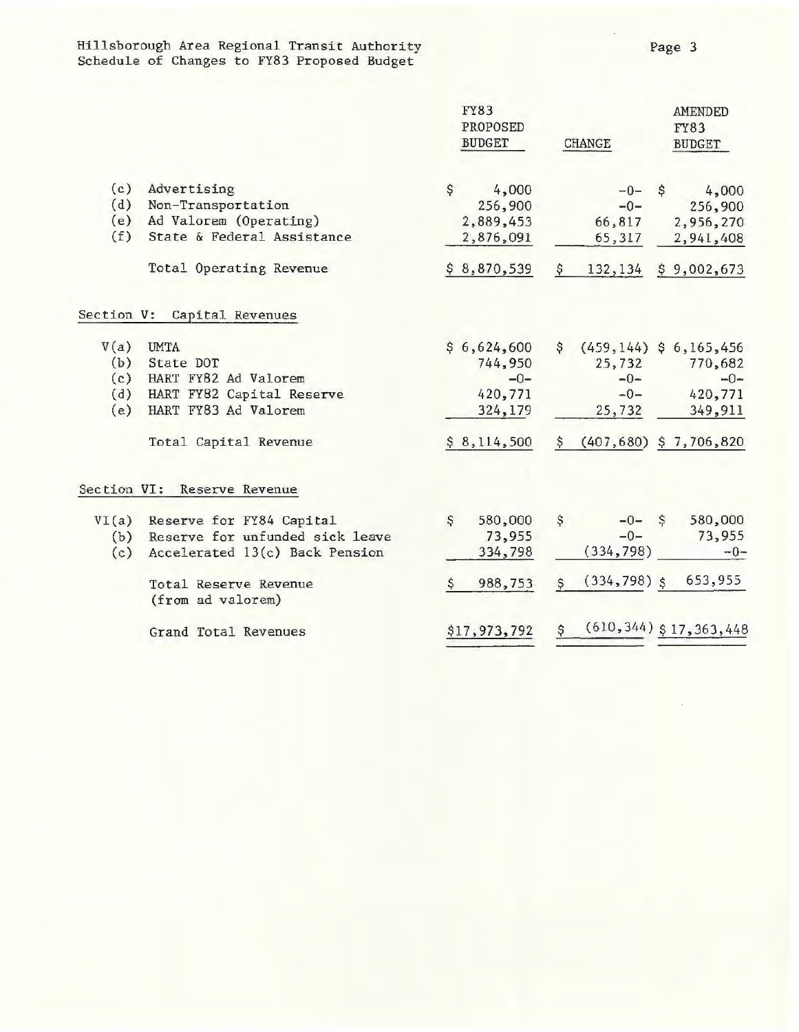Hillsborough Area Regional Transit Authority
Schedule of Changes to FY83 Proposed Budget

| | | FY83 PROPOSED BUDGET | CHANGE | AMENDED FY83 BUDGET |
|---|---|---|---|---|
| (c) | Advertising | $ 4,000 | -0- | $ 4,000 |
| (d) | Non-Transportation | 256,900 | -0- | 256,900 |
| (e) | Ad Valorem (Operating) | 2,889,453 | 66,817 | 2,956,270 |
| (f) | State & Federal Assistance | 2,876,091 | 65,317 | 2,941,408 |
| | Total Operating Revenue | $ 8,870,539 | $ 132,134 | $ 9,002,673 |
| | **Section V: Capital Revenues** | | | |
| V(a) | UMTA | $ 6,624,600 | $ (459,144) | $ 6,165,456 |
| (b) | State DOT | 744,950 | 25,732 | 770,682 |
| (c) | HART FY82 Ad Valorem | -0- | -0- | -0- |
| (d) | HART FY82 Capital Reserve | 420,771 | -0- | 420,771 |
| (e) | HART FY83 Ad Valorem | 324,179 | 25,732 | 349,911 |
| | Total Capital Revenue | $ 8,114,500 | $ (407,680) | $ 7,706,820 |
| | **Section VI: Reserve Revenue** | | | |
| VI(a) | Reserve for FY84 Capital | $ 580,000 | $ -0- | $ 580,000 |
| (b) | Reserve for unfunded sick leave | 73,955 | -0- | 73,955 |
| (c) | Accelerated 13(c) Back Pension | 334,798 | (334,798) | -0- |
| | Total Reserve Revenue (from ad valorem) | $ 988,753 | $ (334,798) | $ 653,955 |
| | Grand Total Revenues | $17,973,792 | $ (610,344) | $ 17,363,448 |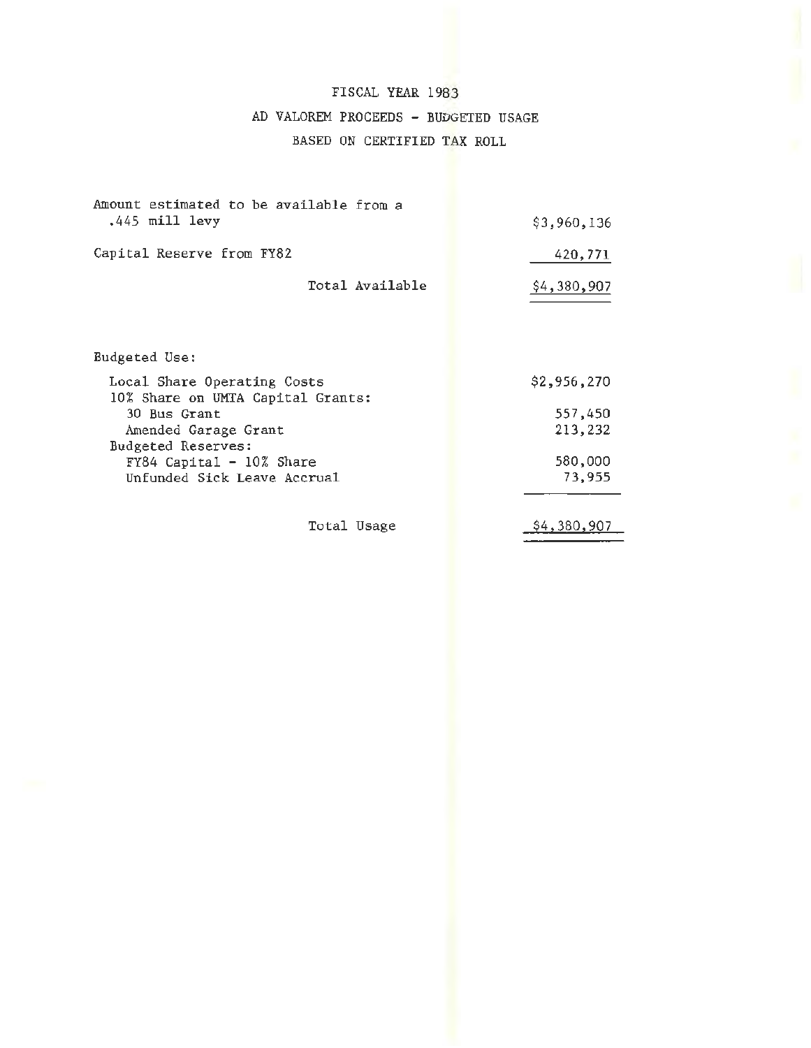# FISCAL YEAR 1983

## AD VALOREM PROCEEDS - BUDGETED USAGE

## BASED ON CERTIFIED TAX ROLL

| | |
|---|---:|
| Amount estimated to be available from a .445 mill levy | $3,960,136 |
| Capital Reserve from FY82 | 420,771 |
| Total Available | $4,380,907 |

| | |
|---|---:|
| Budgeted Use: | |
| Local Share Operating Costs | $2,956,270 |
| 10% Share on UMTA Capital Grants: | |
| 30 Bus Grant | 557,450 |
| Amended Garage Grant | 213,232 |
| Budgeted Reserves: | |
| FY84 Capital - 10% Share | 580,000 |
| Unfunded Sick Leave Accrual | 73,955 |
| Total Usage | $4,380,907 |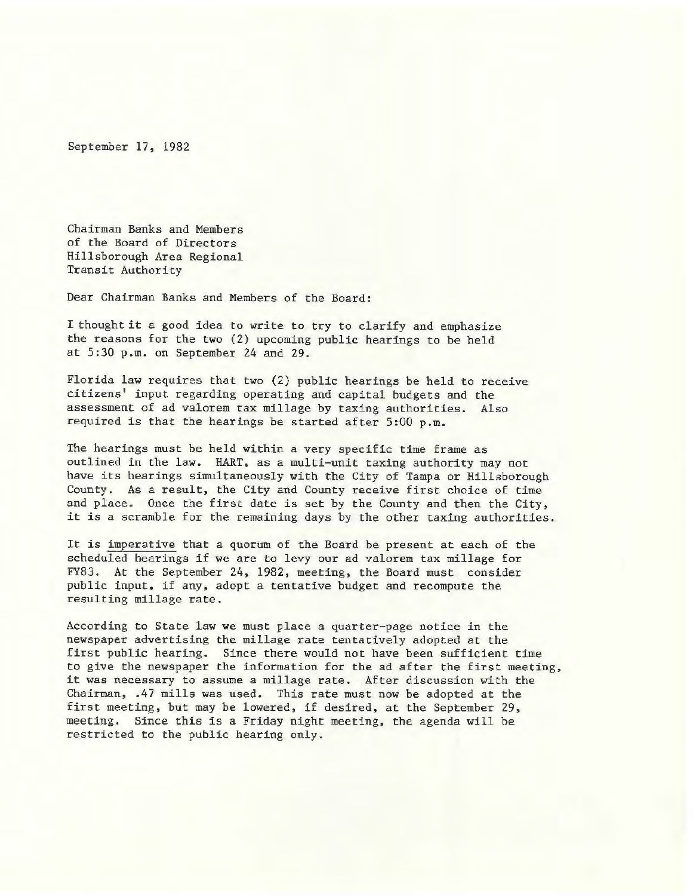September 17, 1982

Chairman Banks and Members
of the Board of Directors
Hillsborough Area Regional
Transit Authority

Dear Chairman Banks and Members of the Board:

I thought it a good idea to write to try to clarify and emphasize the reasons for the two (2) upcoming public hearings to be held at 5:30 p.m. on September 24 and 29.

Florida law requires that two (2) public hearings be held to receive citizens' input regarding operating and capital budgets and the assessment of ad valorem tax millage by taxing authorities. Also required is that the hearings be started after 5:00 p.m.

The hearings must be held within a very specific time frame as outlined in the law. HART, as a multi-unit taxing authority may not have its hearings simultaneously with the City of Tampa or Hillsborough County. As a result, the City and County receive first choice of time and place. Once the first date is set by the County and then the City, it is a scramble for the remaining days by the other taxing authorities.

It is <u>imperative</u> that a quorum of the Board be present at each of the scheduled hearings if we are to levy our ad valorem tax millage for FY83. At the September 24, 1982, meeting, the Board must consider public input, if any, adopt a tentative budget and recompute the resulting millage rate.

According to State law we must place a quarter-page notice in the newspaper advertising the millage rate tentatively adopted at the first public hearing. Since there would not have been sufficient time to give the newspaper the information for the ad after the first meeting, it was necessary to assume a millage rate. After discussion with the Chairman, .47 mills was used. This rate must now be adopted at the first meeting, but may be lowered, if desired, at the September 29, meeting. Since this is a Friday night meeting, the agenda will be restricted to the public hearing only.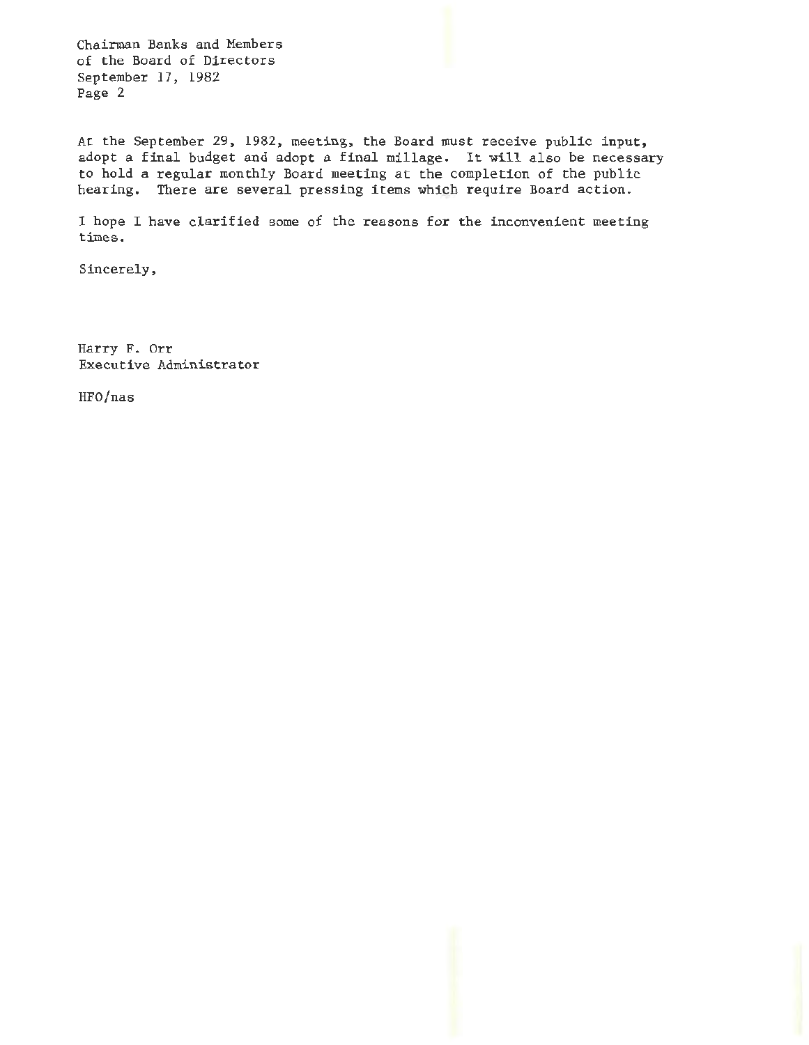Chairman Banks and Members
of the Board of Directors
September 17, 1982
Page 2

At the September 29, 1982, meeting, the Board must receive public input, adopt a final budget and adopt a final millage. It will also be necessary to hold a regular monthly Board meeting at the completion of the public hearing. There are several pressing items which require Board action.

I hope I have clarified some of the reasons for the inconvenient meeting times.

Sincerely,

Harry F. Orr
Executive Administrator

HFO/nas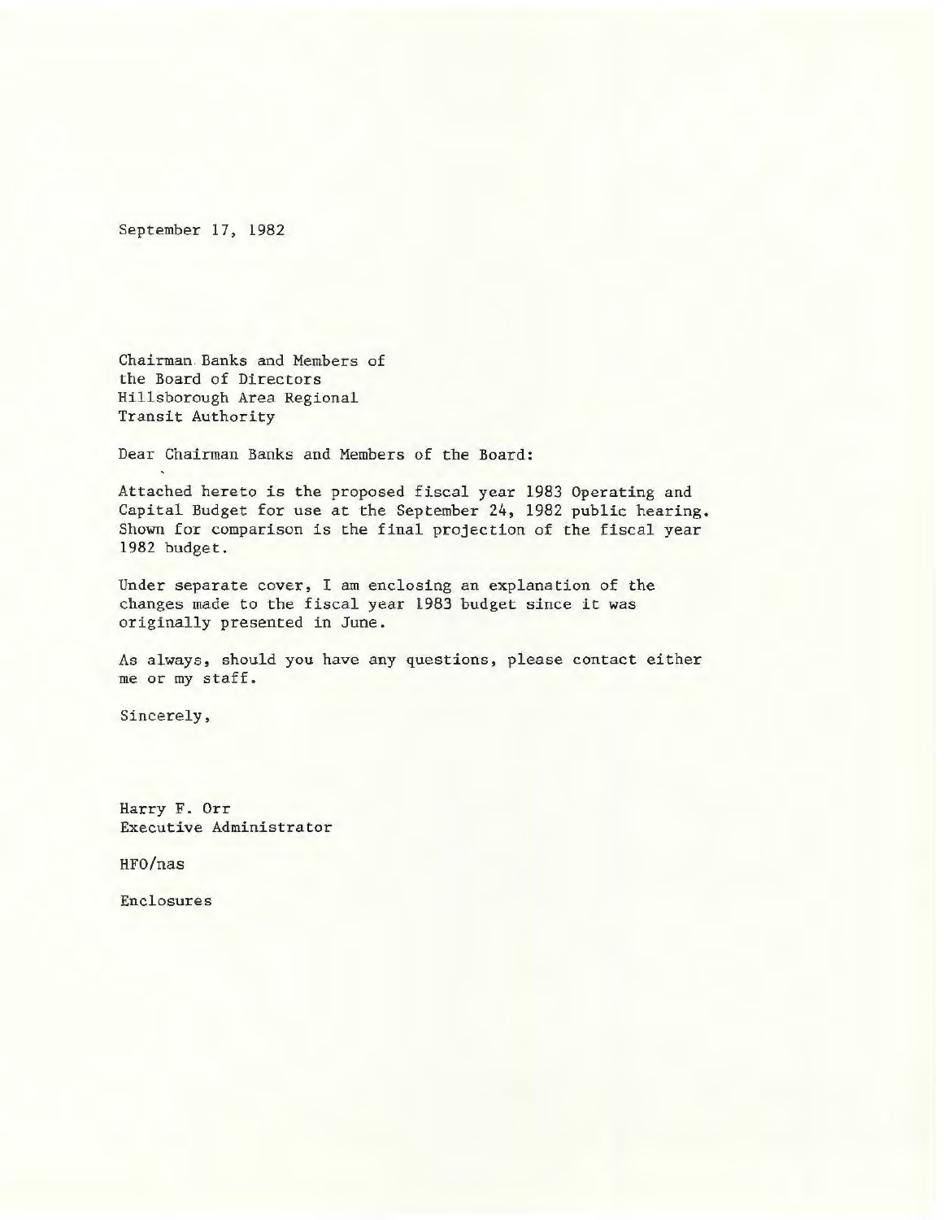September 17, 1982

Chairman Banks and Members of
the Board of Directors
Hillsborough Area Regional
Transit Authority

Dear Chairman Banks and Members of the Board:

Attached hereto is the proposed fiscal year 1983 Operating and Capital Budget for use at the September 24, 1982 public hearing. Shown for comparison is the final projection of the fiscal year 1982 budget.

Under separate cover, I am enclosing an explanation of the changes made to the fiscal year 1983 budget since it was originally presented in June.

As always, should you have any questions, please contact either me or my staff.

Sincerely,

Harry F. Orr
Executive Administrator

HFO/nas

Enclosures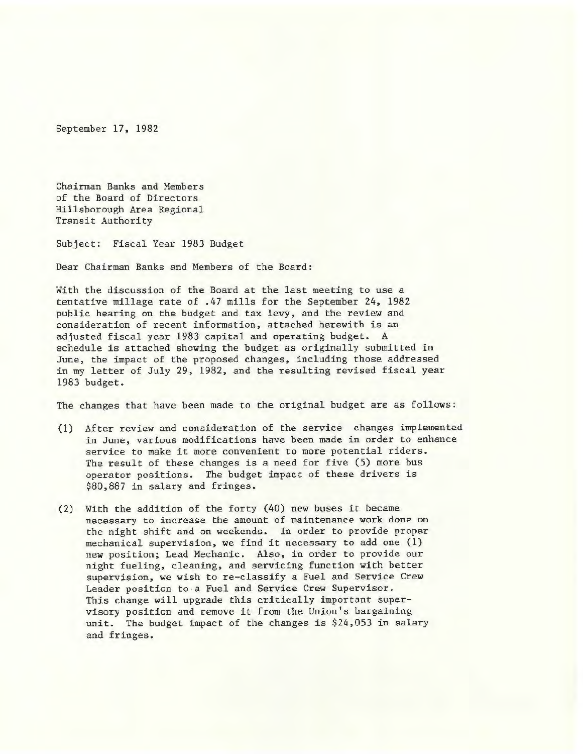September 17, 1982

Chairman Banks and Members
of the Board of Directors
Hillsborough Area Regional
Transit Authority

Subject: Fiscal Year 1983 Budget

Dear Chairman Banks and Members of the Board:

With the discussion of the Board at the last meeting to use a tentative millage rate of .47 mills for the September 24, 1982 public hearing on the budget and tax levy, and the review and consideration of recent information, attached herewith is an adjusted fiscal year 1983 capital and operating budget. A schedule is attached showing the budget as originally submitted in June, the impact of the proposed changes, including those addressed in my letter of July 29, 1982, and the resulting revised fiscal year 1983 budget.

The changes that have been made to the original budget are as follows:

(1) After review and consideration of the service changes implemented in June, various modifications have been made in order to enhance service to make it more convenient to more potential riders. The result of these changes is a need for five (5) more bus operator positions. The budget impact of these drivers is $80,887 in salary and fringes.

(2) With the addition of the forty (40) new buses it became necessary to increase the amount of maintenance work done on the night shift and on weekends. In order to provide proper mechanical supervision, we find it necessary to add one (1) new position; Lead Mechanic. Also, in order to provide our night fueling, cleaning, and servicing function with better supervision, we wish to re-classify a Fuel and Service Crew Leader position to a Fuel and Service Crew Supervisor. This change will upgrade this critically important supervisory position and remove it from the Union's bargaining unit. The budget impact of the changes is $24,053 in salary and fringes.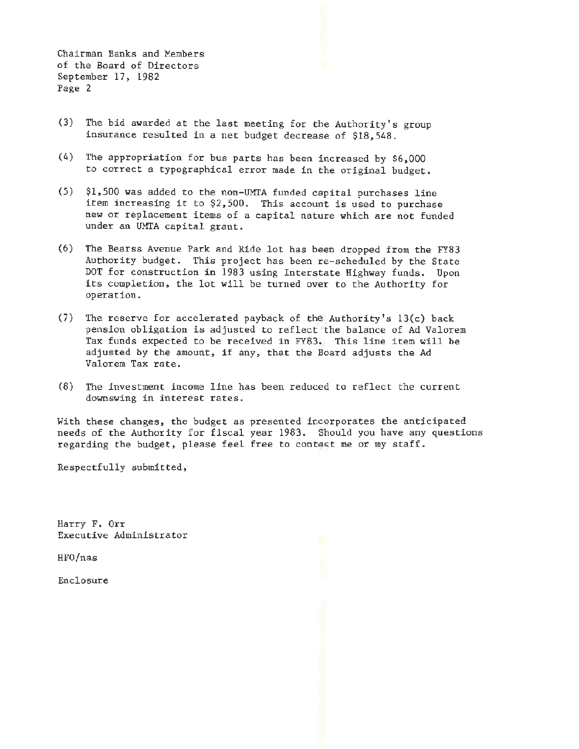Chairman Banks and Members
of the Board of Directors
September 17, 1982
Page 2

(3) The bid awarded at the last meeting for the Authority's group insurance resulted in a net budget decrease of $18,548.

(4) The appropriation for bus parts has been increased by $6,000 to correct a typographical error made in the original budget.

(5) $1,500 was added to the non-UMTA funded capital purchases line item increasing it to $2,500. This account is used to purchase new or replacement items of a capital nature which are not funded under an UMTA capital grant.

(6) The Bearss Avenue Park and Ride lot has been dropped from the FY83 Authority budget. This project has been re-scheduled by the State DOT for construction in 1983 using Interstate Highway funds. Upon its completion, the lot will be turned over to the Authority for operation.

(7) The reserve for accelerated payback of the Authority's 13(c) back pension obligation is adjusted to reflect the balance of Ad Valorem Tax funds expected to be received in FY83. This line item will be adjusted by the amount, if any, that the Board adjusts the Ad Valorem Tax rate.

(8) The investment income line has been reduced to reflect the current downswing in interest rates.

With these changes, the budget as presented incorporates the anticipated needs of the Authority for fiscal year 1983. Should you have any questions regarding the budget, please feel free to contact me or my staff.

Respectfully submitted,

Harry F. Orr
Executive Administrator

HFO/nas

Enclosure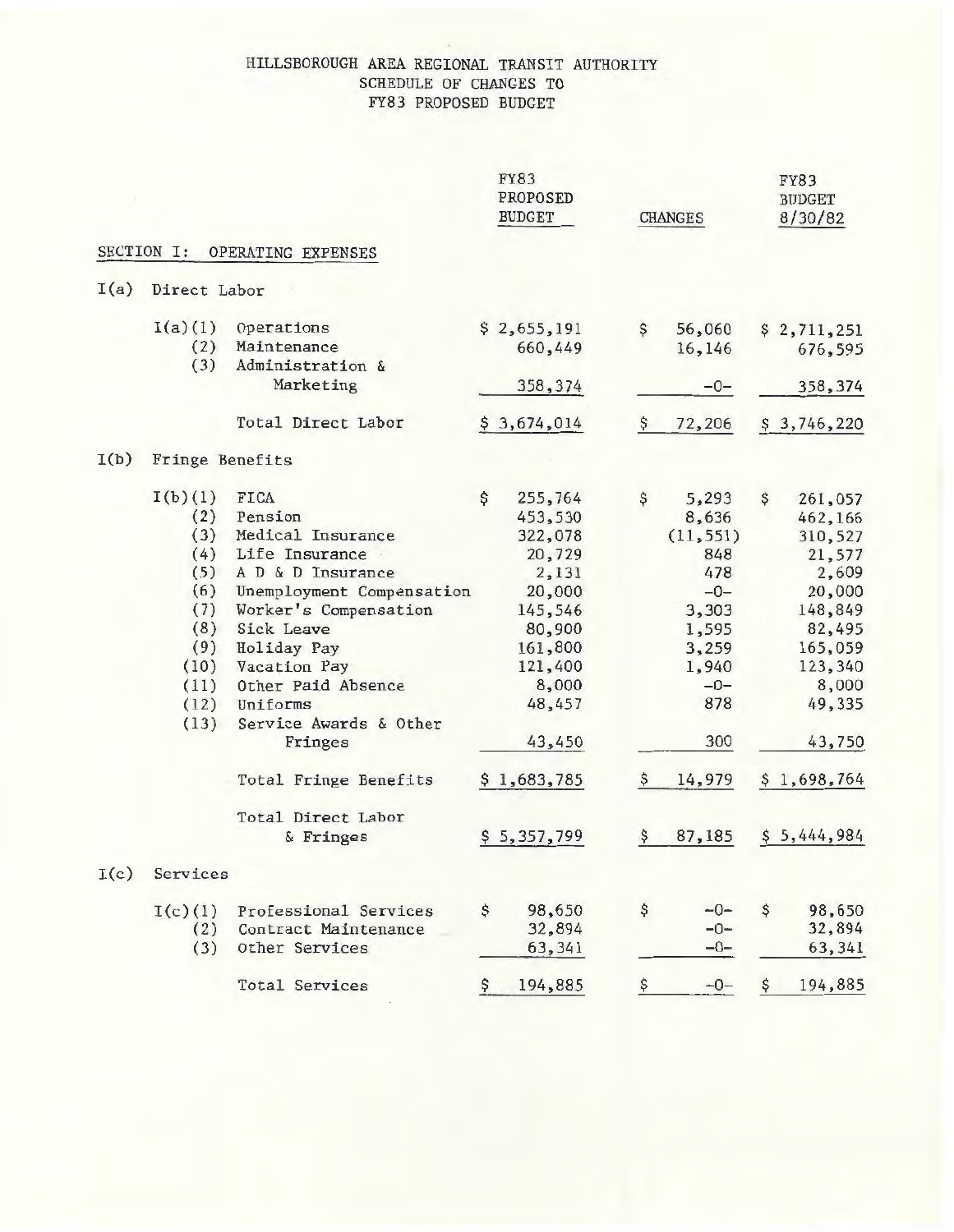# HILLSBOROUGH AREA REGIONAL TRANSIT AUTHORITY
## SCHEDULE OF CHANGES TO
## FY83 PROPOSED BUDGET

| | | FY83 PROPOSED BUDGET | CHANGES | FY83 BUDGET 8/30/82 |
|---|---|---|---|---|
| **SECTION I: OPERATING EXPENSES** | | | | |
| I(a) | Direct Labor | | | |
| I(a)(1) | Operations | $ 2,655,191 | $ 56,060 | $ 2,711,251 |
| (2) | Maintenance | 660,449 | 16,146 | 676,595 |
| (3) | Administration & Marketing | 358,374 | -0- | 358,374 |
| | Total Direct Labor | $ 3,674,014 | $ 72,206 | $ 3,746,220 |
| I(b) | Fringe Benefits | | | |
| I(b)(1) | FICA | $ 255,764 | $ 5,293 | $ 261,057 |
| (2) | Pension | 453,530 | 8,636 | 462,166 |
| (3) | Medical Insurance | 322,078 | (11,551) | 310,527 |
| (4) | Life Insurance | 20,729 | 848 | 21,577 |
| (5) | A D & D Insurance | 2,131 | 478 | 2,609 |
| (6) | Unemployment Compensation | 20,000 | -0- | 20,000 |
| (7) | Worker's Compensation | 145,546 | 3,303 | 148,849 |
| (8) | Sick Leave | 80,900 | 1,595 | 82,495 |
| (9) | Holiday Pay | 161,800 | 3,259 | 165,059 |
| (10) | Vacation Pay | 121,400 | 1,940 | 123,340 |
| (11) | Other Paid Absence | 8,000 | -0- | 8,000 |
| (12) | Uniforms | 48,457 | 878 | 49,335 |
| (13) | Service Awards & Other Fringes | 43,450 | 300 | 43,750 |
| | Total Fringe Benefits | $ 1,683,785 | $ 14,979 | $ 1,698,764 |
| | Total Direct Labor & Fringes | $ 5,357,799 | $ 87,185 | $ 5,444,984 |
| I(c) | Services | | | |
| I(c)(1) | Professional Services | $ 98,650 | $ -0- | $ 98,650 |
| (2) | Contract Maintenance | 32,894 | -0- | 32,894 |
| (3) | Other Services | 63,341 | -0- | 63,341 |
| | Total Services | $ 194,885 | $ -0- | $ 194,885 |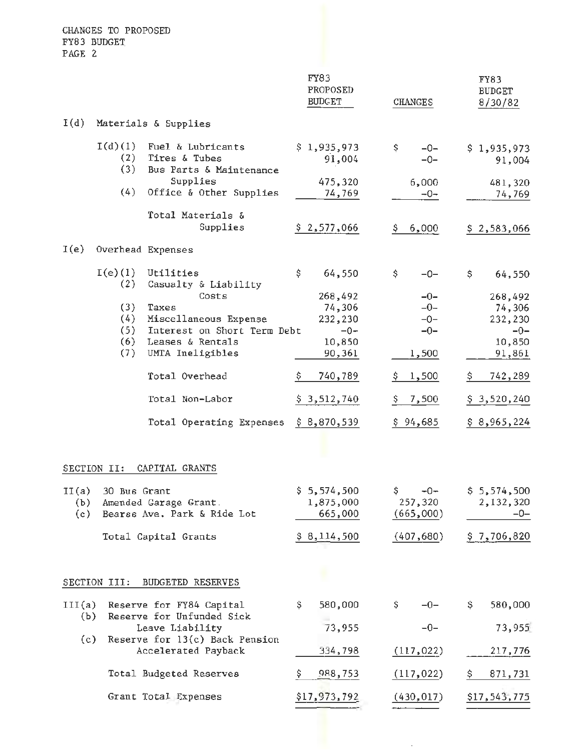CHANGES TO PROPOSED
FY83 BUDGET
PAGE 2

| | | FY83 PROPOSED BUDGET | CHANGES | FY83 BUDGET 8/30/82 |
|---|---|---|---|---|
| I(d) | Materials & Supplies | | | |
| I(d)(1) | Fuel & Lubricants | $ 1,935,973 | $ -0- | $ 1,935,973 |
| (2) | Tires & Tubes | 91,004 | -0- | 91,004 |
| (3) | Bus Parts & Maintenance Supplies | 475,320 | 6,000 | 481,320 |
| (4) | Office & Other Supplies | 74,769 | -0- | 74,769 |
| | Total Materials & Supplies | $ 2,577,066 | $ 6,000 | $ 2,583,066 |
| I(e) | Overhead Expenses | | | |
| I(e)(1) | Utilities | $ 64,550 | $ -0- | $ 64,550 |
| (2) | Casualty & Liability Costs | 268,492 | -0- | 268,492 |
| (3) | Taxes | 74,306 | -0- | 74,306 |
| (4) | Miscellaneous Expense | 232,230 | -0- | 232,230 |
| (5) | Interest on Short Term Debt | -0- | -0- | -0- |
| (6) | Leases & Rentals | 10,850 | | 10,850 |
| (7) | UMTA Ineligibles | 90,361 | 1,500 | 91,861 |
| | Total Overhead | $ 740,789 | $ 1,500 | $ 742,289 |
| | Total Non-Labor | $ 3,512,740 | $ 7,500 | $ 3,520,240 |
| | Total Operating Expenses | $ 8,870,539 | $ 94,685 | $ 8,965,224 |

## SECTION II: CAPITAL GRANTS

| | | | | |
|---|---|---|---|---|
| II(a) | 30 Bus Grant | $ 5,574,500 | $ -0- | $ 5,574,500 |
| (b) | Amended Garage Grant | 1,875,000 | 257,320 | 2,132,320 |
| (c) | Bearss Ave. Park & Ride Lot | 665,000 | (665,000) | -0- |
| | Total Capital Grants | $ 8,114,500 | (407,680) | $ 7,706,820 |

## SECTION III: BUDGETED RESERVES

| | | | | |
|---|---|---|---|---|
| III(a) | Reserve for FY84 Capital | $ 580,000 | $ -0- | $ 580,000 |
| (b) | Reserve for Unfunded Sick Leave Liability | 73,955 | -0- | 73,955 |
| (c) | Reserve for 13(c) Back Pension Accelerated Payback | 334,798 | (117,022) | 217,776 |
| | Total Budgeted Reserves | $ 988,753 | (117,022) | $ 871,731 |
| | Grant Total Expenses | $17,973,792 | (430,017) | $17,543,775 |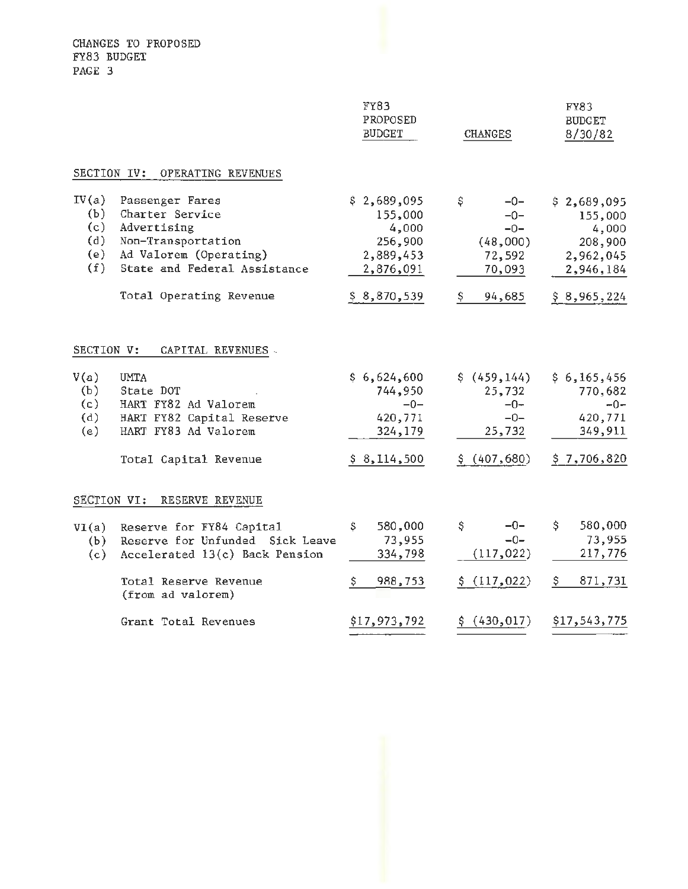CHANGES TO PROPOSED
FY83 BUDGET
PAGE 3

| | | FY83 PROPOSED BUDGET | CHANGES | FY83 BUDGET 8/30/82 |
|---|---|---|---|---|
| **SECTION IV: OPERATING REVENUES** | | | | |
| IV(a) | Passenger Fares | $ 2,689,095 | $ -0- | $ 2,689,095 |
| (b) | Charter Service | 155,000 | -0- | 155,000 |
| (c) | Advertising | 4,000 | -0- | 4,000 |
| (d) | Non-Transportation | 256,900 | (48,000) | 208,900 |
| (e) | Ad Valorem (Operating) | 2,889,453 | 72,592 | 2,962,045 |
| (f) | State and Federal Assistance | 2,876,091 | 70,093 | 2,946,184 |
| | Total Operating Revenue | $ 8,870,539 | $ 94,685 | $ 8,965,224 |
| **SECTION V: CAPITAL REVENUES** | | | | |
| V(a) | UMTA | $ 6,624,600 | $ (459,144) | $ 6,165,456 |
| (b) | State DOT | 744,950 | 25,732 | 770,682 |
| (c) | HART FY82 Ad Valorem | -0- | -0- | -0- |
| (d) | HART FY82 Capital Reserve | 420,771 | -0- | 420,771 |
| (e) | HART FY83 Ad Valorem | 324,179 | 25,732 | 349,911 |
| | Total Capital Revenue | $ 8,114,500 | $ (407,680) | $ 7,706,820 |
| **SECTION VI: RESERVE REVENUE** | | | | |
| VI(a) | Reserve for FY84 Capital | $ 580,000 | $ -0- | $ 580,000 |
| (b) | Reserve for Unfunded Sick Leave | 73,955 | -0- | 73,955 |
| (c) | Accelerated 13(c) Back Pension | 334,798 | (117,022) | 217,776 |
| | Total Reserve Revenue (from ad valorem) | $ 988,753 | $ (117,022) | $ 871,731 |
| | Grant Total Revenues | $17,973,792 | $ (430,017) | $17,543,775 |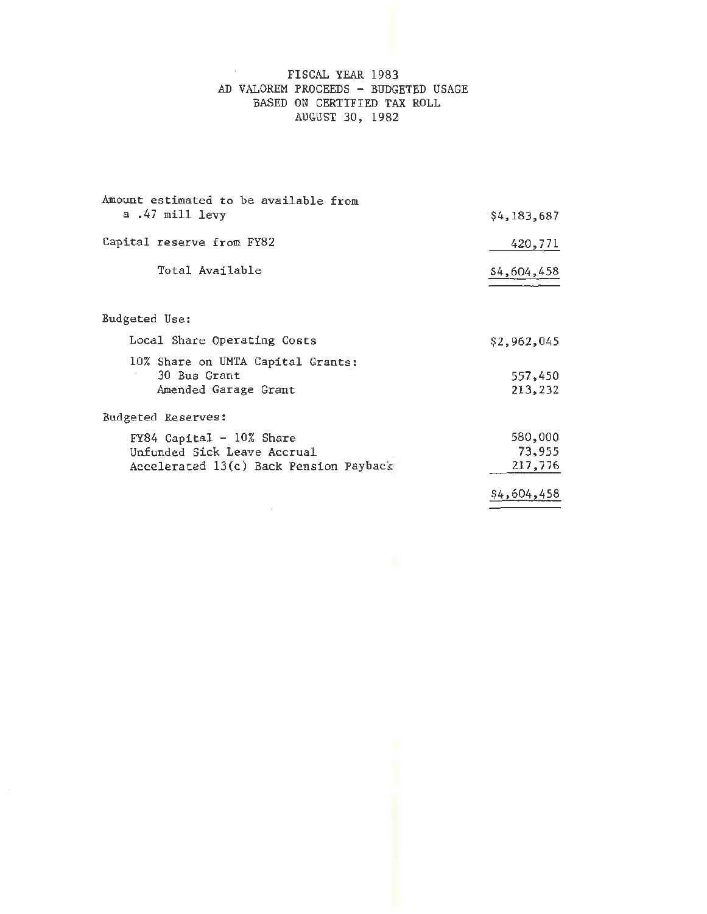# FISCAL YEAR 1983
## AD VALOREM PROCEEDS - BUDGETED USAGE
## BASED ON CERTIFIED TAX ROLL
## AUGUST 30, 1982

| | |
|---|---|
| Amount estimated to be available from a .47 mill levy | $4,183,687 |
| Capital reserve from FY82 | 420,771 |
| Total Available | $4,604,458 |
| | |
| **Budgeted Use:** | |
| Local Share Operating Costs | $2,962,045 |
| 10% Share on UMTA Capital Grants: | |
| 30 Bus Grant | 557,450 |
| Amended Garage Grant | 213,232 |
| **Budgeted Reserves:** | |
| FY84 Capital - 10% Share | 580,000 |
| Unfunded Sick Leave Accrual | 73,955 |
| Accelerated 13(c) Back Pension Payback | 217,776 |
| | $4,604,458 |